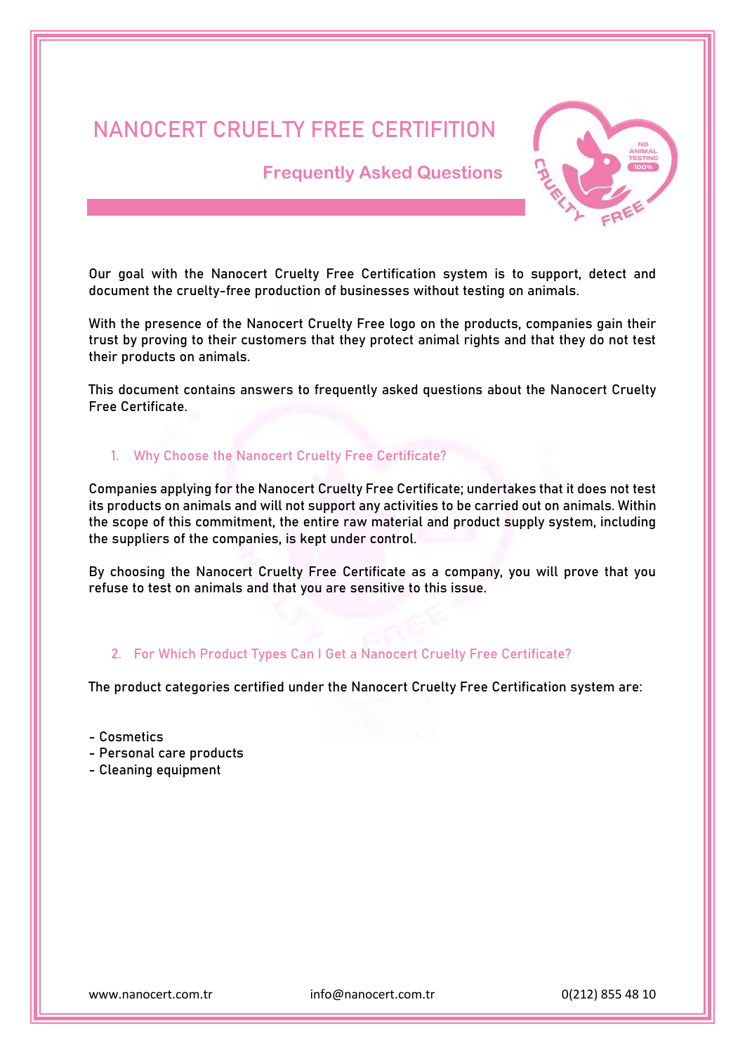# NANOCERT CRUELTY FREE CERTIFITION

## Frequently Asked Questions

Our goal with the Nanocert Cruelty Free Certification system is to support, detect and document the cruelty-free production of businesses without testing on animals.

With the presence of the Nanocert Cruelty Free logo on the products, companies gain their trust by proving to their customers that they protect animal rights and that they do not test their products on animals.

This document contains answers to frequently asked questions about the Nanocert Cruelty Free Certificate.

### 1. Why Choose the Nanocert Cruelty Free Certificate?

Companies applying for the Nanocert Cruelty Free Certificate; undertakes that it does not test its products on animals and will not support any activities to be carried out on animals. Within the scope of this commitment, the entire raw material and product supply system, including the suppliers of the companies, is kept under control.

By choosing the Nanocert Cruelty Free Certificate as a company, you will prove that you refuse to test on animals and that you are sensitive to this issue.

### 2. For Which Product Types Can I Get a Nanocert Cruelty Free Certificate?

The product categories certified under the Nanocert Cruelty Free Certification system are:

- Cosmetics
- Personal care products
- Cleaning equipment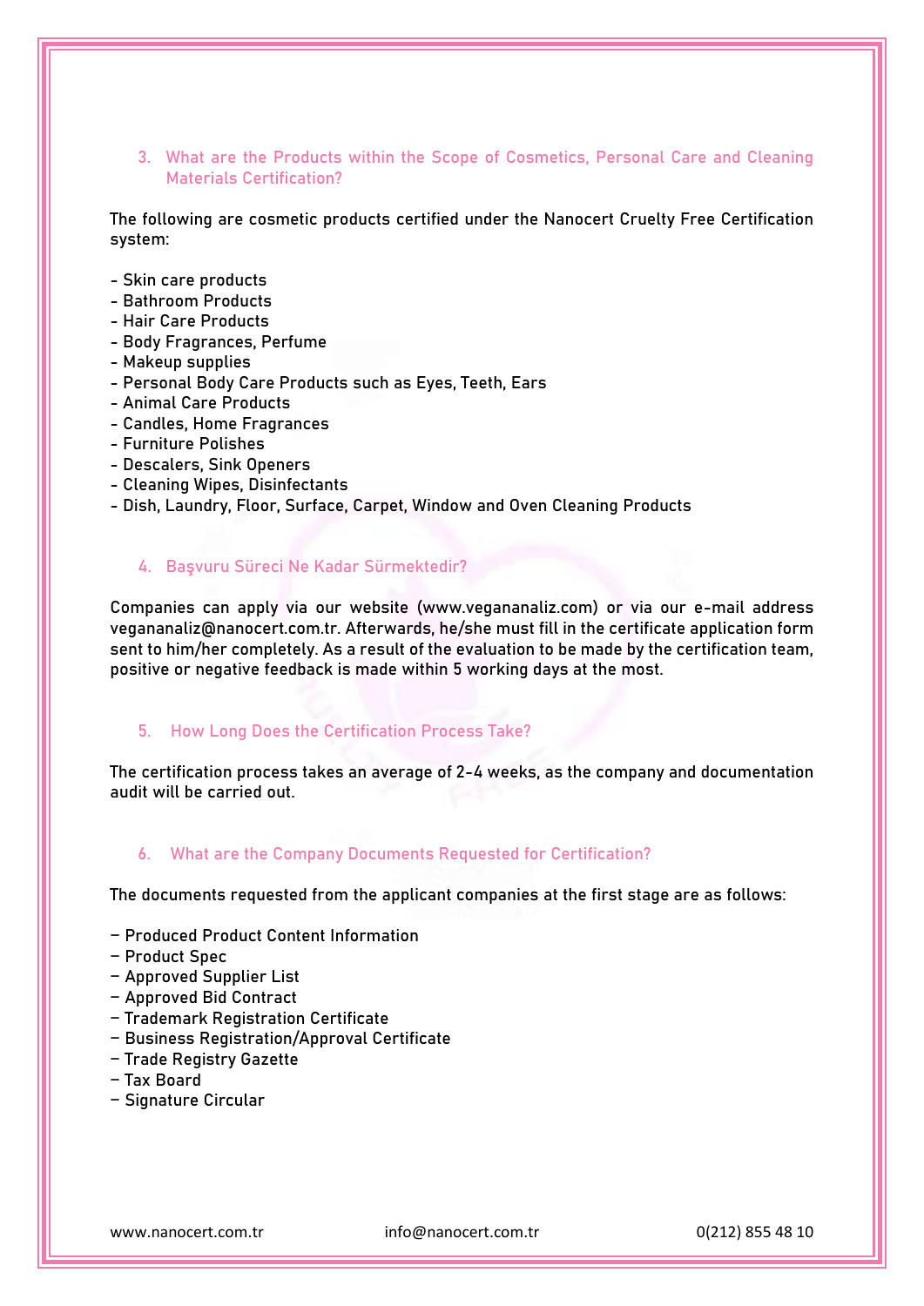### 3. What are the Products within the Scope of Cosmetics, Personal Care and Cleaning Materials Certification?

The following are cosmetic products certified under the Nanocert Cruelty Free Certification system:

- Skin care products
- Bathroom Products
- Hair Care Products
- Body Fragrances, Perfume
- Makeup supplies
- Personal Body Care Products such as Eyes, Teeth, Ears
- Animal Care Products
- Candles, Home Fragrances
- Furniture Polishes
- Descalers, Sink Openers
- Cleaning Wipes, Disinfectants
- Dish, Laundry, Floor, Surface, Carpet, Window and Oven Cleaning Products

### 4. Başvuru Süreci Ne Kadar Sürmektedir?

Companies can apply via our website (www.vegananaliz.com) or via our e-mail address vegananaliz@nanocert.com.tr. Afterwards, he/she must fill in the certificate application form sent to him/her completely. As a result of the evaluation to be made by the certification team, positive or negative feedback is made within 5 working days at the most.

### 5. How Long Does the Certification Process Take?

The certification process takes an average of 2-4 weeks, as the company and documentation audit will be carried out.

### 6. What are the Company Documents Requested for Certification?

The documents requested from the applicant companies at the first stage are as follows:

- Produced Product Content Information
- Product Spec
- Approved Supplier List
- Approved Bid Contract
- Trademark Registration Certificate
- Business Registration/Approval Certificate
- Trade Registry Gazette
- Tax Board
- Signature Circular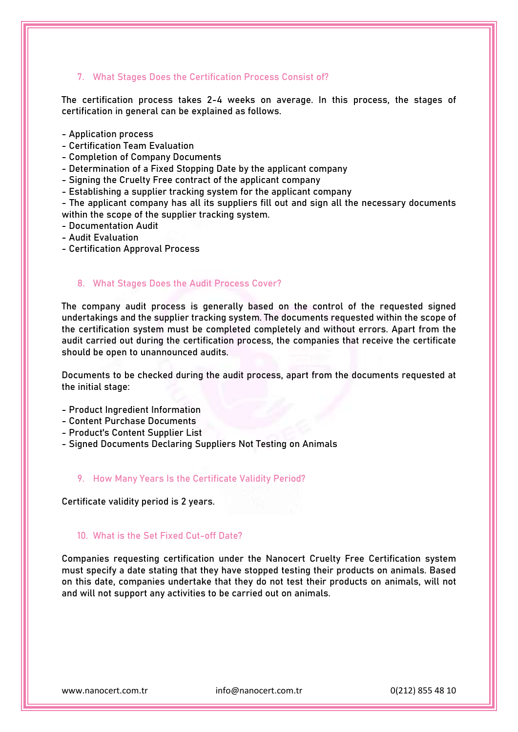## 7. What Stages Does the Certification Process Consist of?

The certification process takes 2-4 weeks on average. In this process, the stages of certification in general can be explained as follows.

- Application process
- Certification Team Evaluation
- Completion of Company Documents
- Determination of a Fixed Stopping Date by the applicant company
- Signing the Cruelty Free contract of the applicant company
- Establishing a supplier tracking system for the applicant company
- The applicant company has all its suppliers fill out and sign all the necessary documents within the scope of the supplier tracking system.
- Documentation Audit
- Audit Evaluation
- Certification Approval Process

## 8. What Stages Does the Audit Process Cover?

The company audit process is generally based on the control of the requested signed undertakings and the supplier tracking system. The documents requested within the scope of the certification system must be completed completely and without errors. Apart from the audit carried out during the certification process, the companies that receive the certificate should be open to unannounced audits.

Documents to be checked during the audit process, apart from the documents requested at the initial stage:

- Product Ingredient Information
- Content Purchase Documents
- Product's Content Supplier List
- Signed Documents Declaring Suppliers Not Testing on Animals

## 9. How Many Years Is the Certificate Validity Period?

Certificate validity period is 2 years.

## 10. What is the Set Fixed Cut-off Date?

Companies requesting certification under the Nanocert Cruelty Free Certification system must specify a date stating that they have stopped testing their products on animals. Based on this date, companies undertake that they do not test their products on animals, will not and will not support any activities to be carried out on animals.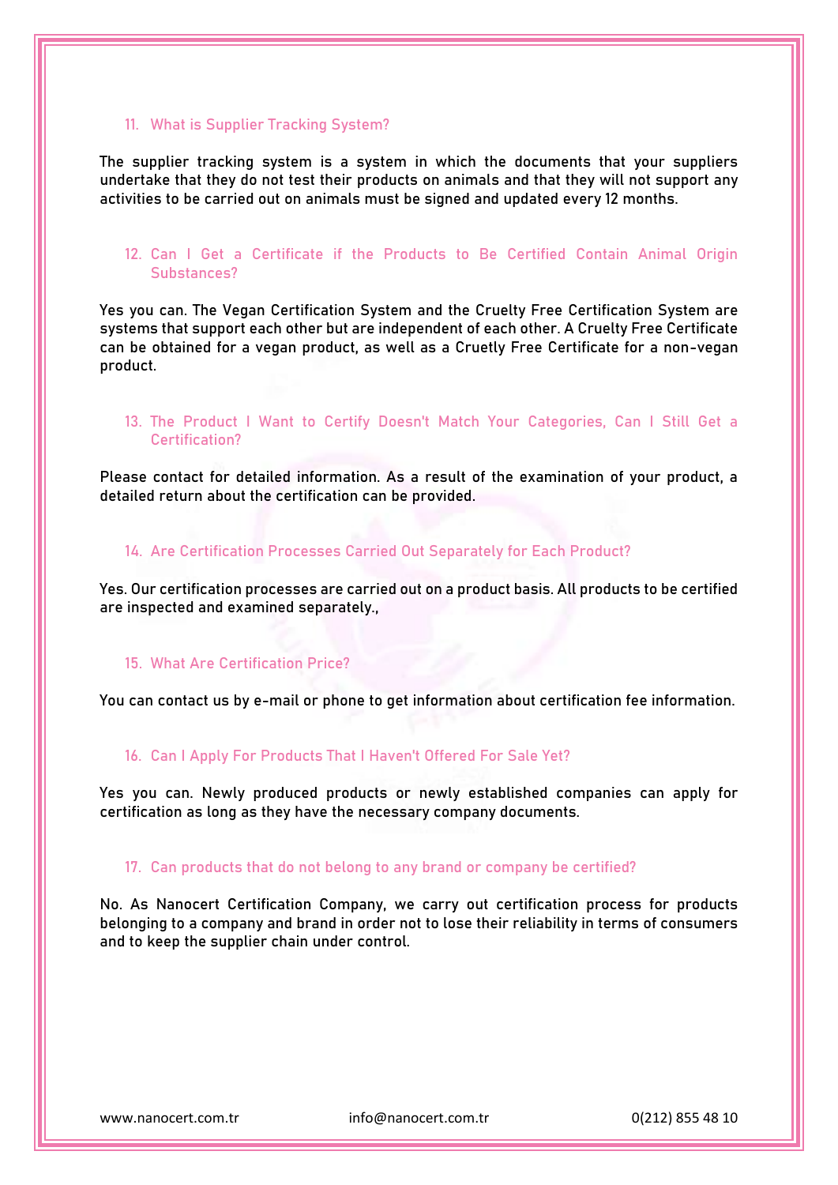11. What is Supplier Tracking System?

The supplier tracking system is a system in which the documents that your suppliers undertake that they do not test their products on animals and that they will not support any activities to be carried out on animals must be signed and updated every 12 months.

12. Can I Get a Certificate if the Products to Be Certified Contain Animal Origin Substances?

Yes you can. The Vegan Certification System and the Cruelty Free Certification System are systems that support each other but are independent of each other. A Cruelty Free Certificate can be obtained for a vegan product, as well as a Cruetly Free Certificate for a non-vegan product.

13. The Product I Want to Certify Doesn't Match Your Categories, Can I Still Get a Certification?

Please contact for detailed information. As a result of the examination of your product, a detailed return about the certification can be provided.

14. Are Certification Processes Carried Out Separately for Each Product?

Yes. Our certification processes are carried out on a product basis. All products to be certified are inspected and examined separately.,

15. What Are Certification Price?

You can contact us by e-mail or phone to get information about certification fee information.

16. Can I Apply For Products That I Haven't Offered For Sale Yet?

Yes you can. Newly produced products or newly established companies can apply for certification as long as they have the necessary company documents.

17. Can products that do not belong to any brand or company be certified?

No. As Nanocert Certification Company, we carry out certification process for products belonging to a company and brand in order not to lose their reliability in terms of consumers and to keep the supplier chain under control.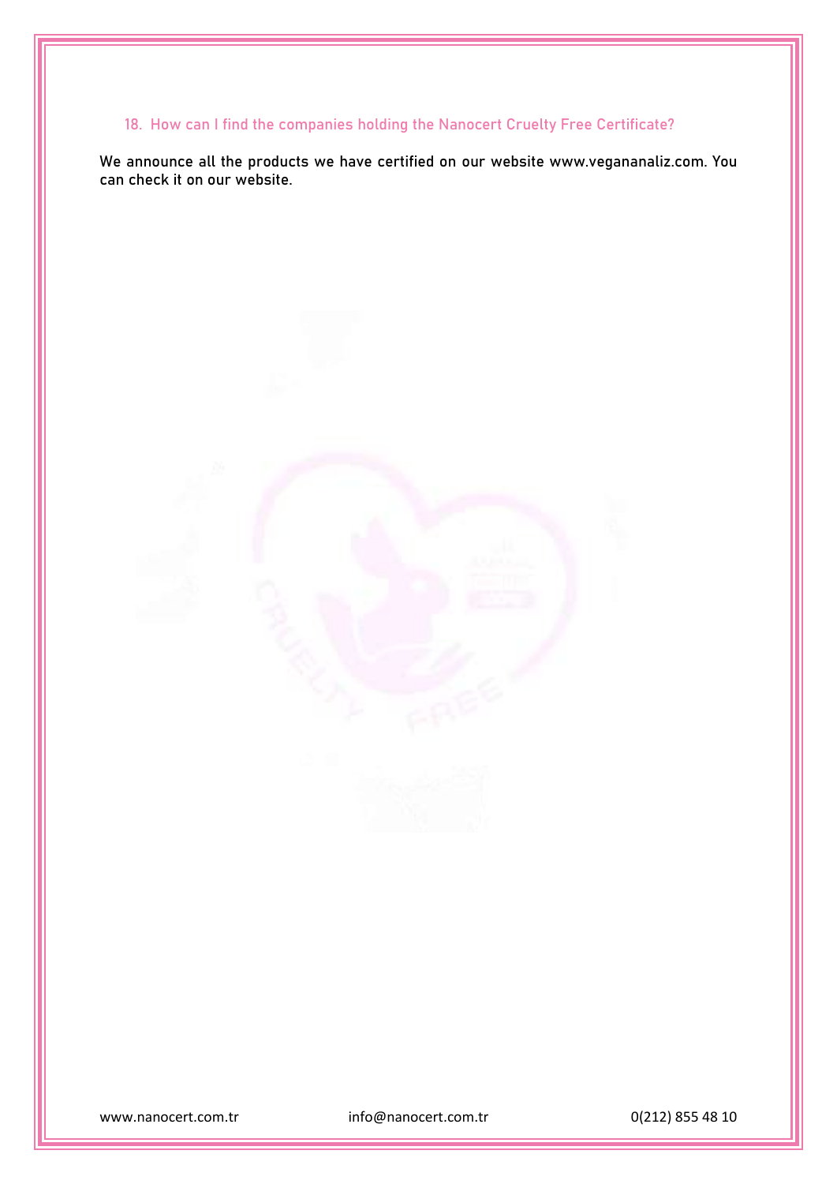### 18. How can I find the companies holding the Nanocert Cruelty Free Certificate?

We announce all the products we have certified on our website www.vegananaliz.com. You can check it on our website.